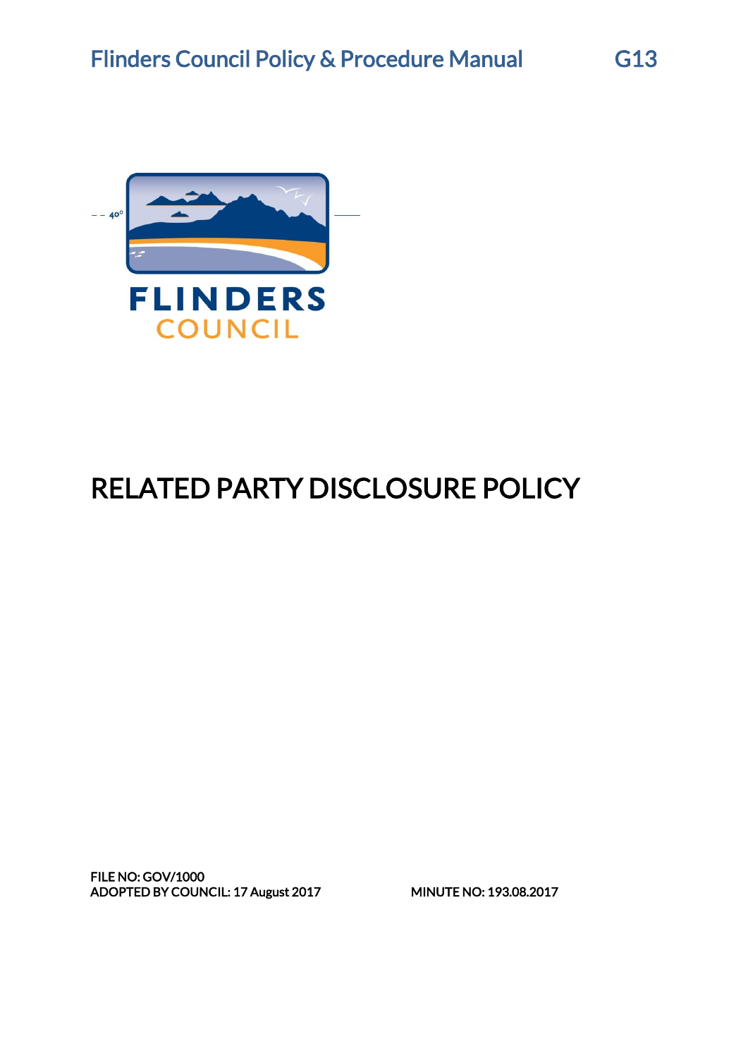# RELATED PARTY DISCLOSURE POLICY

FILE NO: GOV/1000
ADOPTED BY COUNCIL: 17 August 2017 MINUTE NO: 193.08.2017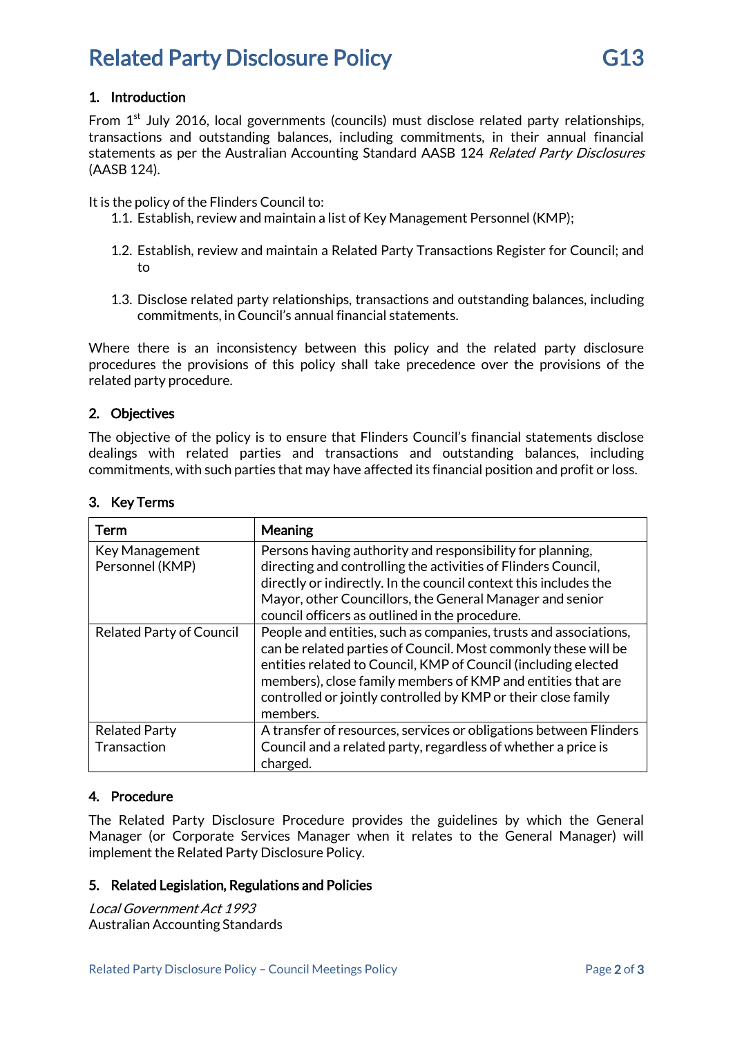# Related Party Disclosure Policy G13

## 1. Introduction

From 1st July 2016, local governments (councils) must disclose related party relationships, transactions and outstanding balances, including commitments, in their annual financial statements as per the Australian Accounting Standard AASB 124 *Related Party Disclosures* (AASB 124).

It is the policy of the Flinders Council to:

1.1. Establish, review and maintain a list of Key Management Personnel (KMP);

1.2. Establish, review and maintain a Related Party Transactions Register for Council; and to

1.3. Disclose related party relationships, transactions and outstanding balances, including commitments, in Council's annual financial statements.

Where there is an inconsistency between this policy and the related party disclosure procedures the provisions of this policy shall take precedence over the provisions of the related party procedure.

## 2. Objectives

The objective of the policy is to ensure that Flinders Council's financial statements disclose dealings with related parties and transactions and outstanding balances, including commitments, with such parties that may have affected its financial position and profit or loss.

## 3. Key Terms

| Term | Meaning |
| --- | --- |
| Key Management Personnel (KMP) | Persons having authority and responsibility for planning, directing and controlling the activities of Flinders Council, directly or indirectly. In the council context this includes the Mayor, other Councillors, the General Manager and senior council officers as outlined in the procedure. |
| Related Party of Council | People and entities, such as companies, trusts and associations, can be related parties of Council. Most commonly these will be entities related to Council, KMP of Council (including elected members), close family members of KMP and entities that are controlled or jointly controlled by KMP or their close family members. |
| Related Party Transaction | A transfer of resources, services or obligations between Flinders Council and a related party, regardless of whether a price is charged. |

## 4. Procedure

The Related Party Disclosure Procedure provides the guidelines by which the General Manager (or Corporate Services Manager when it relates to the General Manager) will implement the Related Party Disclosure Policy.

## 5. Related Legislation, Regulations and Policies

*Local Government Act 1993*
Australian Accounting Standards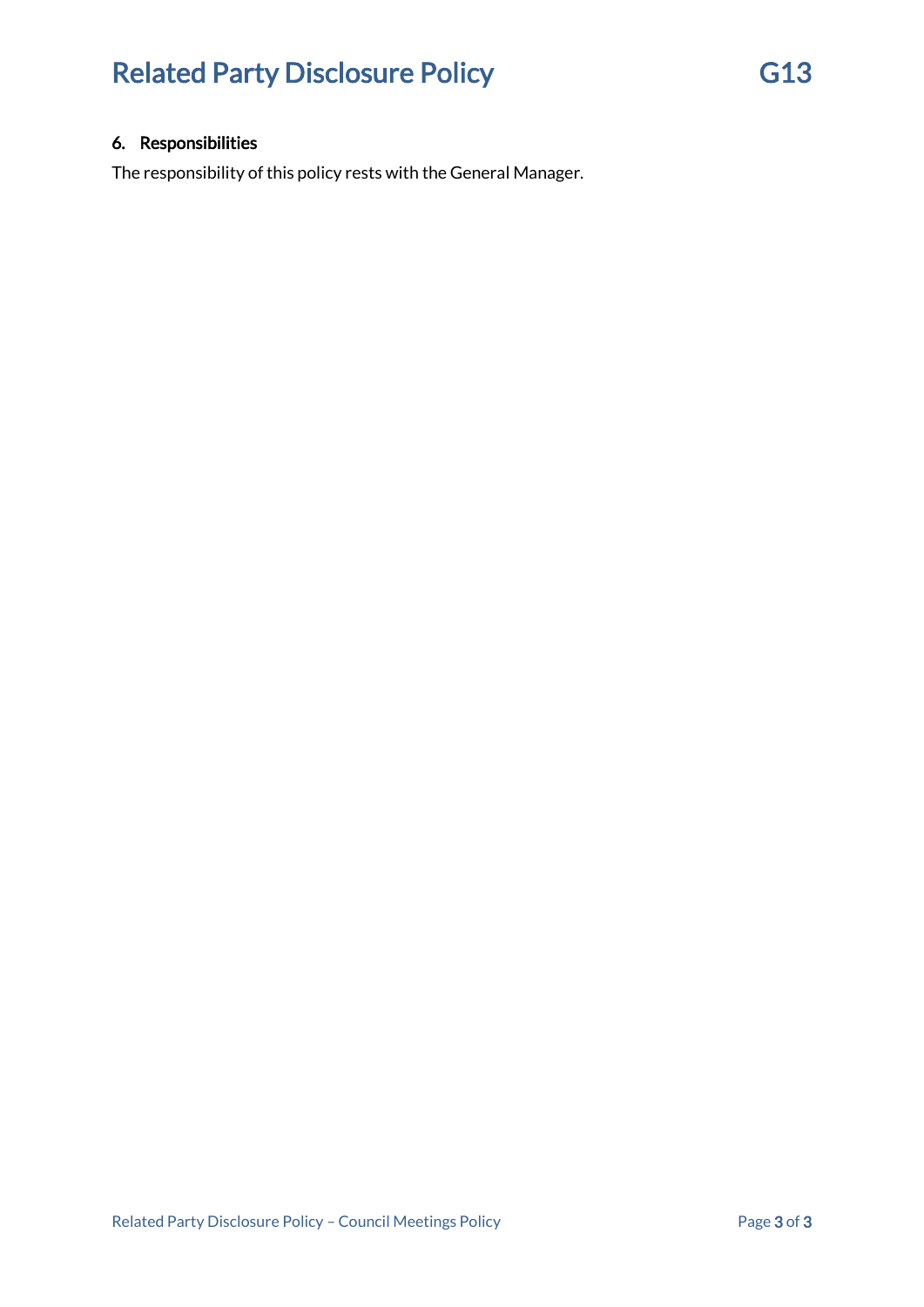## 6. Responsibilities

The responsibility of this policy rests with the General Manager.